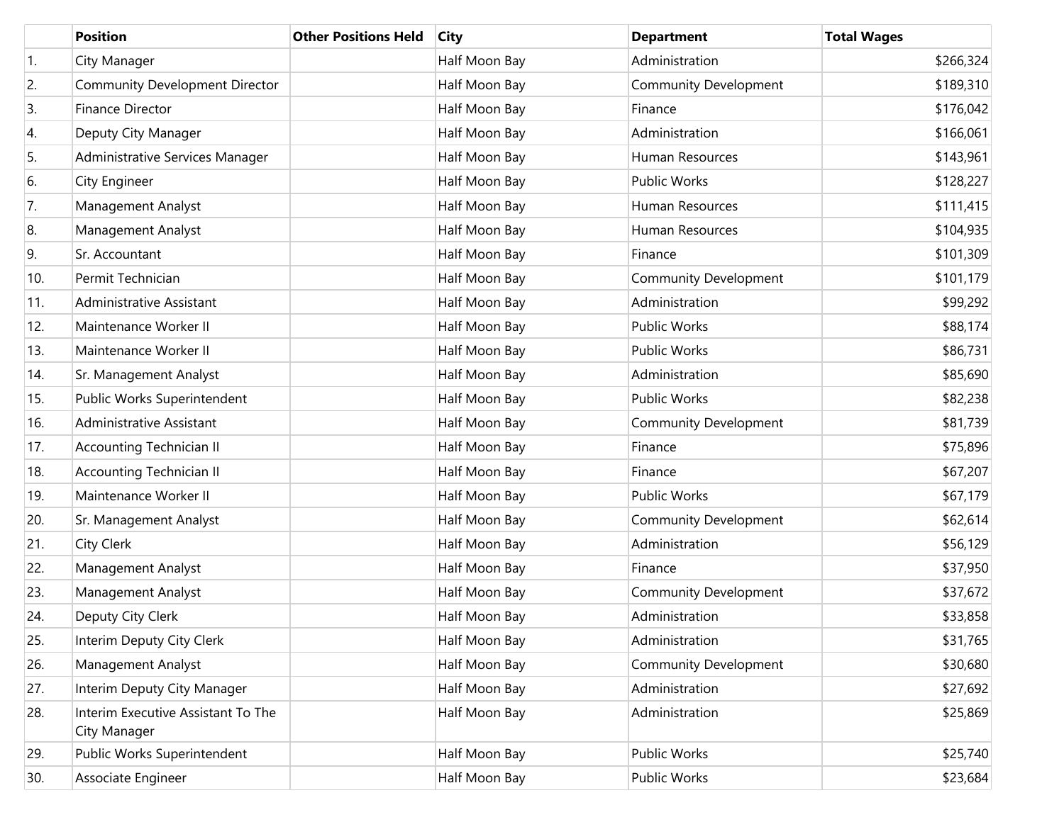| | Position | Other Positions Held | City | Department | Total Wages |
|---|---|---|---|---|---|
| 1. | City Manager | | Half Moon Bay | Administration | $266,324 |
| 2. | Community Development Director | | Half Moon Bay | Community Development | $189,310 |
| 3. | Finance Director | | Half Moon Bay | Finance | $176,042 |
| 4. | Deputy City Manager | | Half Moon Bay | Administration | $166,061 |
| 5. | Administrative Services Manager | | Half Moon Bay | Human Resources | $143,961 |
| 6. | City Engineer | | Half Moon Bay | Public Works | $128,227 |
| 7. | Management Analyst | | Half Moon Bay | Human Resources | $111,415 |
| 8. | Management Analyst | | Half Moon Bay | Human Resources | $104,935 |
| 9. | Sr. Accountant | | Half Moon Bay | Finance | $101,309 |
| 10. | Permit Technician | | Half Moon Bay | Community Development | $101,179 |
| 11. | Administrative Assistant | | Half Moon Bay | Administration | $99,292 |
| 12. | Maintenance Worker II | | Half Moon Bay | Public Works | $88,174 |
| 13. | Maintenance Worker II | | Half Moon Bay | Public Works | $86,731 |
| 14. | Sr. Management Analyst | | Half Moon Bay | Administration | $85,690 |
| 15. | Public Works Superintendent | | Half Moon Bay | Public Works | $82,238 |
| 16. | Administrative Assistant | | Half Moon Bay | Community Development | $81,739 |
| 17. | Accounting Technician II | | Half Moon Bay | Finance | $75,896 |
| 18. | Accounting Technician II | | Half Moon Bay | Finance | $67,207 |
| 19. | Maintenance Worker II | | Half Moon Bay | Public Works | $67,179 |
| 20. | Sr. Management Analyst | | Half Moon Bay | Community Development | $62,614 |
| 21. | City Clerk | | Half Moon Bay | Administration | $56,129 |
| 22. | Management Analyst | | Half Moon Bay | Finance | $37,950 |
| 23. | Management Analyst | | Half Moon Bay | Community Development | $37,672 |
| 24. | Deputy City Clerk | | Half Moon Bay | Administration | $33,858 |
| 25. | Interim Deputy City Clerk | | Half Moon Bay | Administration | $31,765 |
| 26. | Management Analyst | | Half Moon Bay | Community Development | $30,680 |
| 27. | Interim Deputy City Manager | | Half Moon Bay | Administration | $27,692 |
| 28. | Interim Executive Assistant To The City Manager | | Half Moon Bay | Administration | $25,869 |
| 29. | Public Works Superintendent | | Half Moon Bay | Public Works | $25,740 |
| 30. | Associate Engineer | | Half Moon Bay | Public Works | $23,684 |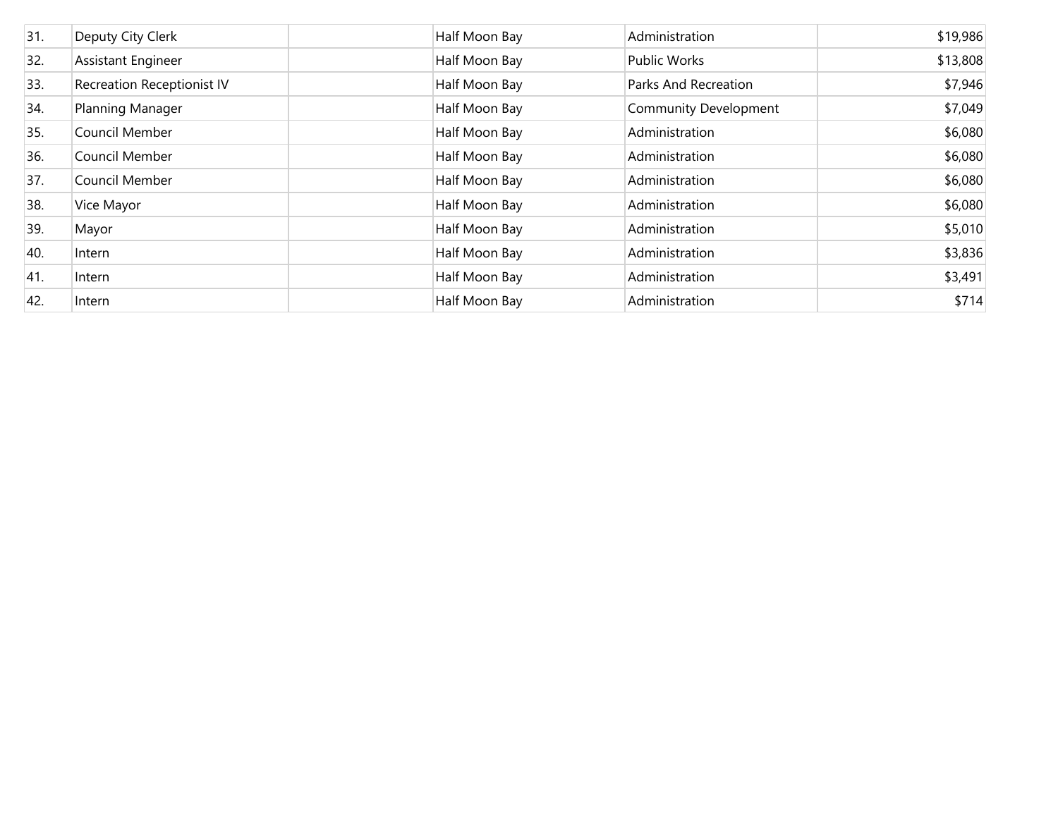| | | | | | |
|---|---|---|---|---|---|
| 31. | Deputy City Clerk | | Half Moon Bay | Administration | $19,986 |
| 32. | Assistant Engineer | | Half Moon Bay | Public Works | $13,808 |
| 33. | Recreation Receptionist IV | | Half Moon Bay | Parks And Recreation | $7,946 |
| 34. | Planning Manager | | Half Moon Bay | Community Development | $7,049 |
| 35. | Council Member | | Half Moon Bay | Administration | $6,080 |
| 36. | Council Member | | Half Moon Bay | Administration | $6,080 |
| 37. | Council Member | | Half Moon Bay | Administration | $6,080 |
| 38. | Vice Mayor | | Half Moon Bay | Administration | $6,080 |
| 39. | Mayor | | Half Moon Bay | Administration | $5,010 |
| 40. | Intern | | Half Moon Bay | Administration | $3,836 |
| 41. | Intern | | Half Moon Bay | Administration | $3,491 |
| 42. | Intern | | Half Moon Bay | Administration | $714 |